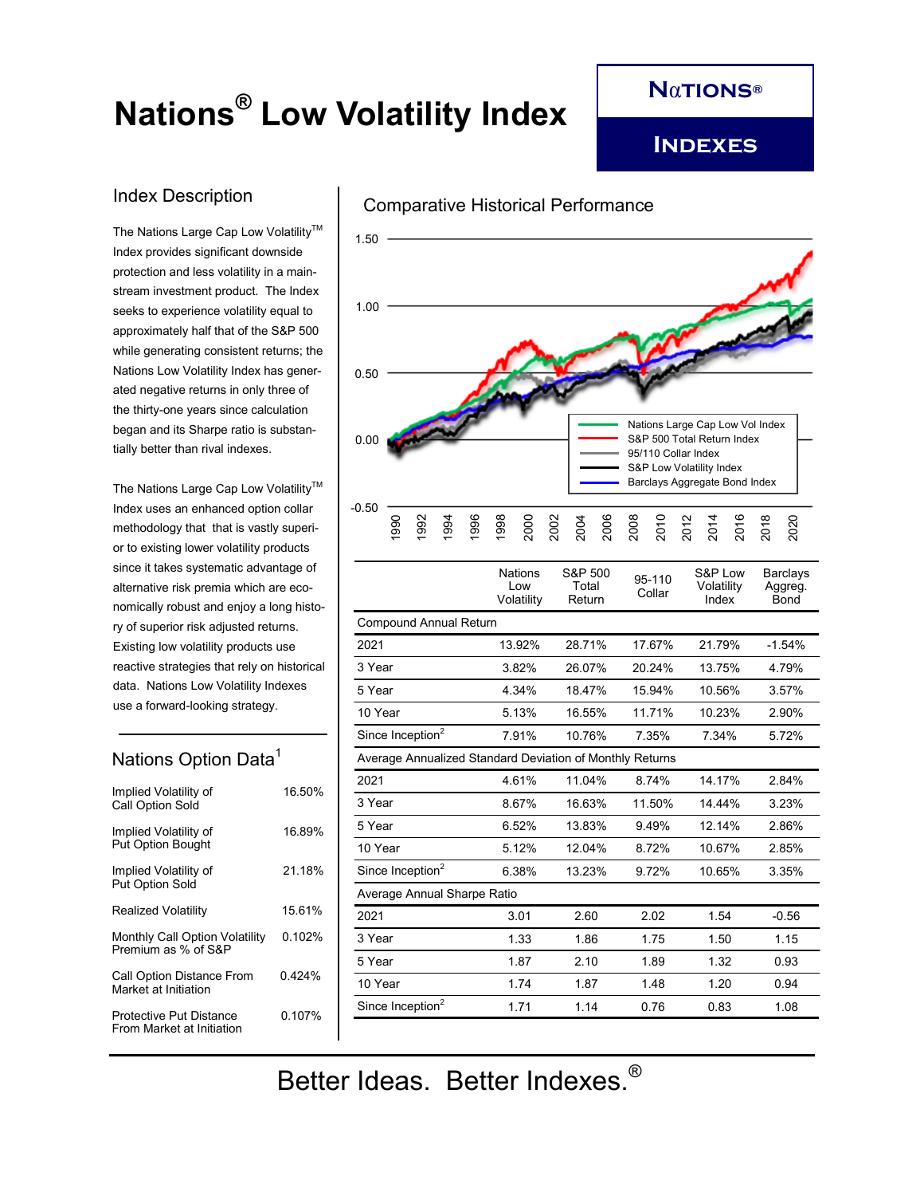# Nations® Low Volatility Index

**NATIONS® INDEXES**

## Index Description

The Nations Large Cap Low Volatility™ Index provides significant downside protection and less volatility in a mainstream investment product. The Index seeks to experience volatility equal to approximately half that of the S&P 500 while generating consistent returns; the Nations Low Volatility Index has generated negative returns in only three of the thirty-one years since calculation began and its Sharpe ratio is substantially better than rival indexes.

The Nations Large Cap Low Volatility™ Index uses an enhanced option collar methodology that that is vastly superior to existing lower volatility products since it takes systematic advantage of alternative risk premia which are economically robust and enjoy a long history of superior risk adjusted returns. Existing low volatility products use reactive strategies that rely on historical data. Nations Low Volatility Indexes use a forward-looking strategy.

## Nations Option Data[1]

| | |
|---|---|
| Implied Volatility of Call Option Sold | 16.50% |
| Implied Volatility of Put Option Bought | 16.89% |
| Implied Volatility of Put Option Sold | 21.18% |
| Realized Volatility | 15.61% |
| Monthly Call Option Volatility Premium as % of S&P | 0.102% |
| Call Option Distance From Market at Initiation | 0.424% |
| Protective Put Distance From Market at Initiation | 0.107% |

## Comparative Historical Performance

| | Nations Low Volatility | S&P 500 Total Return | 95-110 Collar | S&P Low Volatility Index | Barclays Aggreg. Bond |
|---|---|---|---|---|---|
| **Compound Annual Return** | | | | | |
| 2021 | 13.92% | 28.71% | 17.67% | 21.79% | -1.54% |
| 3 Year | 3.82% | 26.07% | 20.24% | 13.75% | 4.79% |
| 5 Year | 4.34% | 18.47% | 15.94% | 10.56% | 3.57% |
| 10 Year | 5.13% | 16.55% | 11.71% | 10.23% | 2.90% |
| Since Inception[2] | 7.91% | 10.76% | 7.35% | 7.34% | 5.72% |
| **Average Annualized Standard Deviation of Monthly Returns** | | | | | |
| 2021 | 4.61% | 11.04% | 8.74% | 14.17% | 2.84% |
| 3 Year | 8.67% | 16.63% | 11.50% | 14.44% | 3.23% |
| 5 Year | 6.52% | 13.83% | 9.49% | 12.14% | 2.86% |
| 10 Year | 5.12% | 12.04% | 8.72% | 10.67% | 2.85% |
| Since Inception[2] | 6.38% | 13.23% | 9.72% | 10.65% | 3.35% |
| **Average Annual Sharpe Ratio** | | | | | |
| 2021 | 3.01 | 2.60 | 2.02 | 1.54 | -0.56 |
| 3 Year | 1.33 | 1.86 | 1.75 | 1.50 | 1.15 |
| 5 Year | 1.87 | 2.10 | 1.89 | 1.32 | 0.93 |
| 10 Year | 1.74 | 1.87 | 1.48 | 1.20 | 0.94 |
| Since Inception[2] | 1.71 | 1.14 | 0.76 | 0.83 | 1.08 |

Better Ideas. Better Indexes.®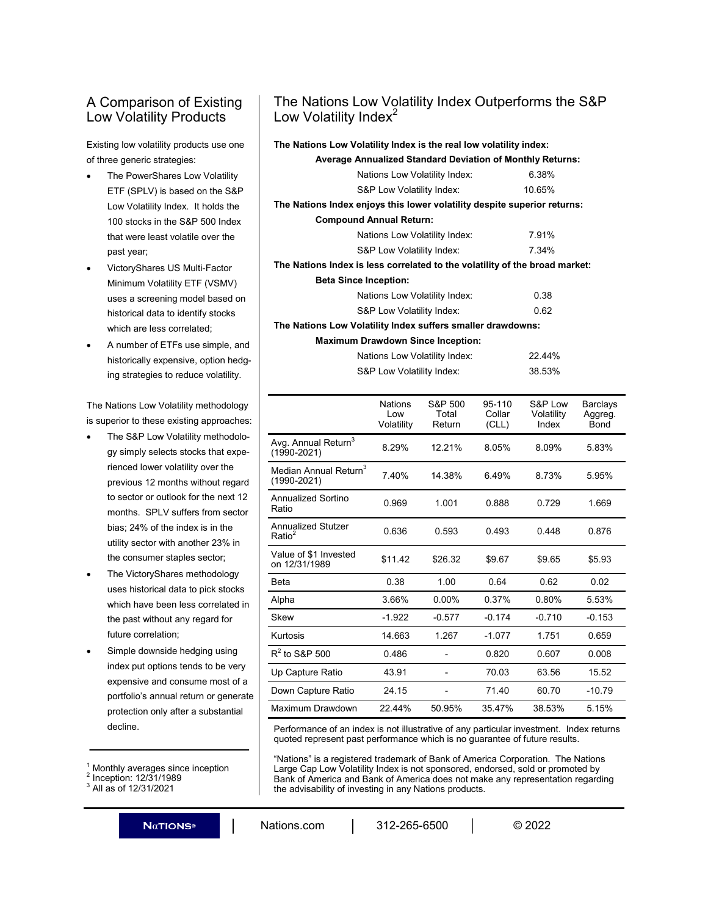## A Comparison of Existing Low Volatility Products

Existing low volatility products use one of three generic strategies:

- The PowerShares Low Volatility ETF (SPLV) is based on the S&P Low Volatility Index. It holds the 100 stocks in the S&P 500 Index that were least volatile over the past year;
- VictoryShares US Multi-Factor Minimum Volatility ETF (VSMV) uses a screening model based on historical data to identify stocks which are less correlated;
- A number of ETFs use simple, and historically expensive, option hedging strategies to reduce volatility.

The Nations Low Volatility methodology is superior to these existing approaches:

- The S&P Low Volatility methodology simply selects stocks that experienced lower volatility over the previous 12 months without regard to sector or outlook for the next 12 months. SPLV suffers from sector bias; 24% of the index is in the utility sector with another 23% in the consumer staples sector;
- The VictoryShares methodology uses historical data to pick stocks which have been less correlated in the past without any regard for future correlation;
- Simple downside hedging using index put options tends to be very expensive and consume most of a portfolio's annual return or generate protection only after a substantial decline.

[1] Monthly averages since inception
[2] Inception: 12/31/1989
[3] All as of 12/31/2021

## The Nations Low Volatility Index Outperforms the S&P Low Volatility Index[2]

**The Nations Low Volatility Index is the real low volatility index:**

**Average Annualized Standard Deviation of Monthly Returns:**

| | |
|---|---|
| Nations Low Volatility Index: | 6.38% |
| S&P Low Volatility Index: | 10.65% |

**The Nations Index enjoys this lower volatility despite superior returns:**

**Compound Annual Return:**

| | |
|---|---|
| Nations Low Volatility Index: | 7.91% |
| S&P Low Volatility Index: | 7.34% |

**The Nations Index is less correlated to the volatility of the broad market:**

**Beta Since Inception:**

| | |
|---|---|
| Nations Low Volatility Index: | 0.38 |
| S&P Low Volatility Index: | 0.62 |

**The Nations Low Volatility Index suffers smaller drawdowns:**

**Maximum Drawdown Since Inception:**

| | |
|---|---|
| Nations Low Volatility Index: | 22.44% |
| S&P Low Volatility Index: | 38.53% |

| | Nations Low Volatility | S&P 500 Total Return | 95-110 Collar (CLL) | S&P Low Volatility Index | Barclays Aggreg. Bond |
|---|---|---|---|---|---|
| Avg. Annual Return[3] (1990-2021) | 8.29% | 12.21% | 8.05% | 8.09% | 5.83% |
| Median Annual Return[3] (1990-2021) | 7.40% | 14.38% | 6.49% | 8.73% | 5.95% |
| Annualized Sortino Ratio | 0.969 | 1.001 | 0.888 | 0.729 | 1.669 |
| Annualized Stutzer Ratio[2] | 0.636 | 0.593 | 0.493 | 0.448 | 0.876 |
| Value of $1 Invested on 12/31/1989 | $11.42 | $26.32 | $9.67 | $9.65 | $5.93 |
| Beta | 0.38 | 1.00 | 0.64 | 0.62 | 0.02 |
| Alpha | 3.66% | 0.00% | 0.37% | 0.80% | 5.53% |
| Skew | -1.922 | -0.577 | -0.174 | -0.710 | -0.153 |
| Kurtosis | 14.663 | 1.267 | -1.077 | 1.751 | 0.659 |
| $R^2$ to S&P 500 | 0.486 | - | 0.820 | 0.607 | 0.008 |
| Up Capture Ratio | 43.91 | - | 70.03 | 63.56 | 15.52 |
| Down Capture Ratio | 24.15 | - | 71.40 | 60.70 | -10.79 |
| Maximum Drawdown | 22.44% | 50.95% | 35.47% | 38.53% | 5.15% |

Performance of an index is not illustrative of any particular investment. Index returns quoted represent past performance which is no guarantee of future results.

"Nations" is a registered trademark of Bank of America Corporation. The Nations Large Cap Low Volatility Index is not sponsored, endorsed, sold or promoted by Bank of America and Bank of America does not make any representation regarding the advisability of investing in any Nations products.

NATIONS® | Nations.com | 312-265-6500 | © 2022